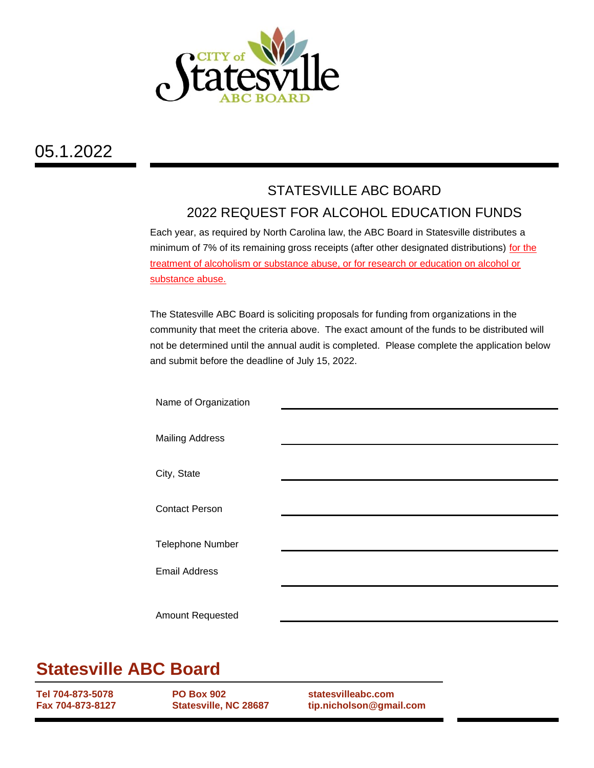CITY of Statesville ABC BOARD

05.1.2022

## STATESVILLE ABC BOARD

## 2022 REQUEST FOR ALCOHOL EDUCATION FUNDS

Each year, as required by North Carolina law, the ABC Board in Statesville distributes a minimum of 7% of its remaining gross receipts (after other designated distributions) for the treatment of alcoholism or substance abuse, or for research or education on alcohol or substance abuse.

The Statesville ABC Board is soliciting proposals for funding from organizations in the community that meet the criteria above. The exact amount of the funds to be distributed will not be determined until the annual audit is completed. Please complete the application below and submit before the deadline of July 15, 2022.

Name of Organization ______________________________

Mailing Address ______________________________

City, State ______________________________

Contact Person ______________________________

Telephone Number ______________________________

Email Address ______________________________

Amount Requested ______________________________

## Statesville ABC Board

**Tel 704-873-5078**
**Fax 704-873-8127**

**PO Box 902**
**Statesville, NC 28687**

**statesvilleabc.com**
**tip.nicholson@gmail.com**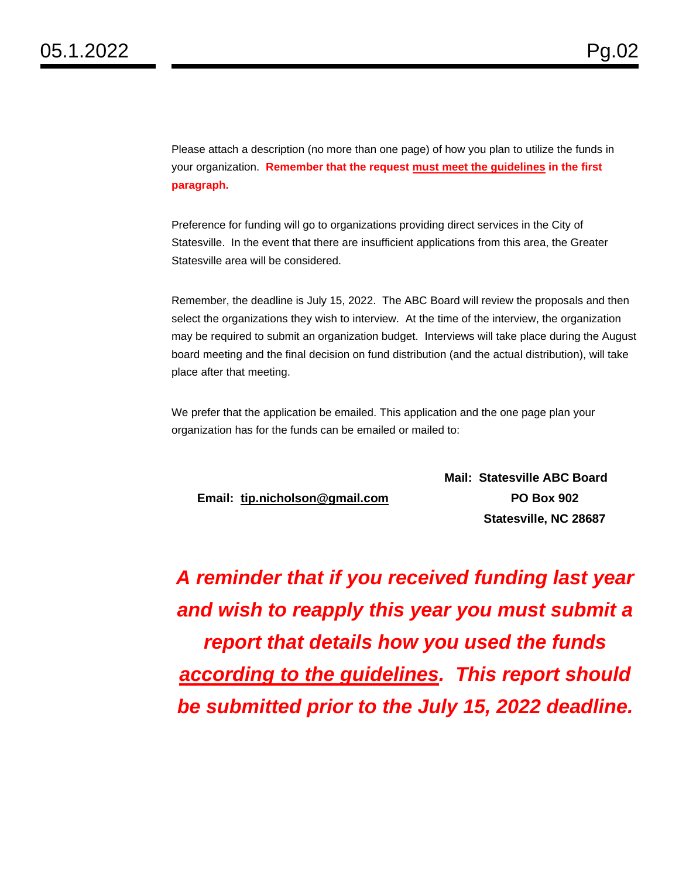Please attach a description (no more than one page) of how you plan to utilize the funds in your organization. **Remember that the request must meet the guidelines in the first paragraph.**

Preference for funding will go to organizations providing direct services in the City of Statesville. In the event that there are insufficient applications from this area, the Greater Statesville area will be considered.

Remember, the deadline is July 15, 2022. The ABC Board will review the proposals and then select the organizations they wish to interview. At the time of the interview, the organization may be required to submit an organization budget. Interviews will take place during the August board meeting and the final decision on fund distribution (and the actual distribution), will take place after that meeting.

We prefer that the application be emailed. This application and the one page plan your organization has for the funds can be emailed or mailed to:

**Email: tip.nicholson@gmail.com**

**Mail: Statesville ABC Board**
**PO Box 902**
**Statesville, NC 28687**

***A reminder that if you received funding last year and wish to reapply this year you must submit a report that details how you used the funds according to the guidelines. This report should be submitted prior to the July 15, 2022 deadline.***